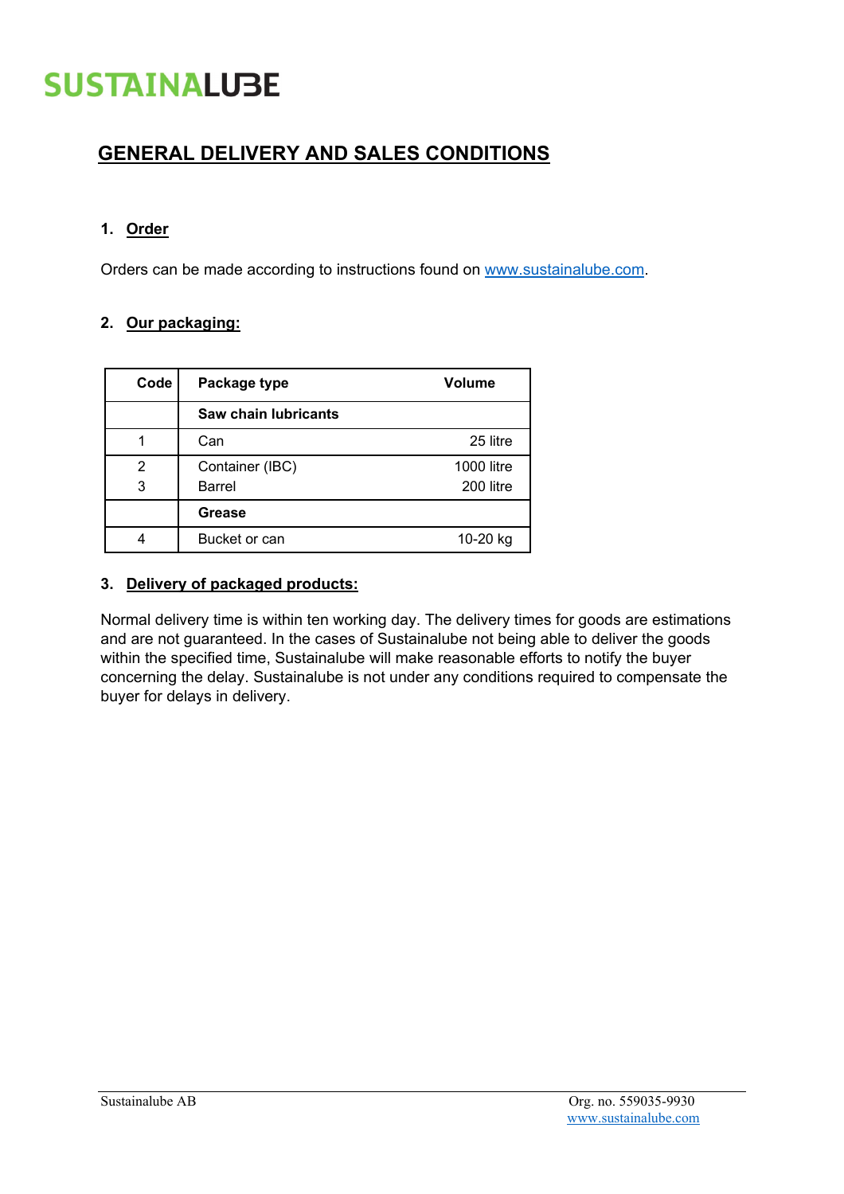# SUSTAINALUBE

## GENERAL DELIVERY AND SALES CONDITIONS

### 1. Order

Orders can be made according to instructions found on www.sustainalube.com.

### 2. Our packaging:

| Code | Package type | Volume |
|---|---|---|
| | **Saw chain lubricants** | |
| 1 | Can | 25 litre |
| 2 | Container (IBC) | 1000 litre |
| 3 | Barrel | 200 litre |
| | **Grease** | |
| 4 | Bucket or can | 10-20 kg |

### 3. Delivery of packaged products:

Normal delivery time is within ten working day. The delivery times for goods are estimations and are not guaranteed. In the cases of Sustainalube not being able to deliver the goods within the specified time, Sustainalube will make reasonable efforts to notify the buyer concerning the delay. Sustainalube is not under any conditions required to compensate the buyer for delays in delivery.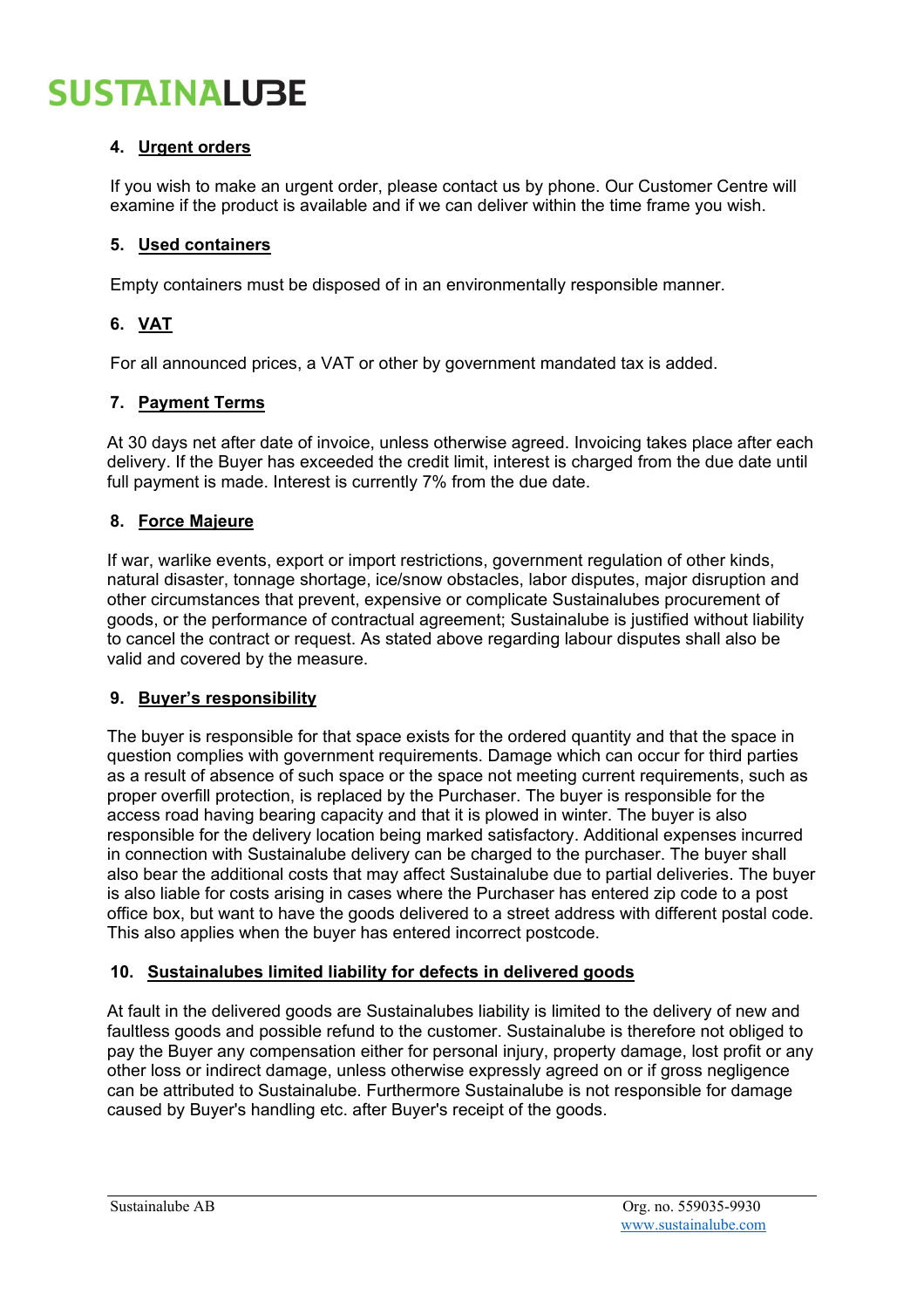## 4. Urgent orders

If you wish to make an urgent order, please contact us by phone. Our Customer Centre will examine if the product is available and if we can deliver within the time frame you wish.

## 5. Used containers

Empty containers must be disposed of in an environmentally responsible manner.

## 6. VAT

For all announced prices, a VAT or other by government mandated tax is added.

## 7. Payment Terms

At 30 days net after date of invoice, unless otherwise agreed. Invoicing takes place after each delivery. If the Buyer has exceeded the credit limit, interest is charged from the due date until full payment is made. Interest is currently 7% from the due date.

## 8. Force Majeure

If war, warlike events, export or import restrictions, government regulation of other kinds, natural disaster, tonnage shortage, ice/snow obstacles, labor disputes, major disruption and other circumstances that prevent, expensive or complicate Sustainalubes procurement of goods, or the performance of contractual agreement; Sustainalube is justified without liability to cancel the contract or request. As stated above regarding labour disputes shall also be valid and covered by the measure.

## 9. Buyer's responsibility

The buyer is responsible for that space exists for the ordered quantity and that the space in question complies with government requirements. Damage which can occur for third parties as a result of absence of such space or the space not meeting current requirements, such as proper overfill protection, is replaced by the Purchaser. The buyer is responsible for the access road having bearing capacity and that it is plowed in winter. The buyer is also responsible for the delivery location being marked satisfactory. Additional expenses incurred in connection with Sustainalube delivery can be charged to the purchaser. The buyer shall also bear the additional costs that may affect Sustainalube due to partial deliveries. The buyer is also liable for costs arising in cases where the Purchaser has entered zip code to a post office box, but want to have the goods delivered to a street address with different postal code. This also applies when the buyer has entered incorrect postcode.

## 10. Sustainalubes limited liability for defects in delivered goods

At fault in the delivered goods are Sustainalubes liability is limited to the delivery of new and faultless goods and possible refund to the customer. Sustainalube is therefore not obliged to pay the Buyer any compensation either for personal injury, property damage, lost profit or any other loss or indirect damage, unless otherwise expressly agreed on or if gross negligence can be attributed to Sustainalube. Furthermore Sustainalube is not responsible for damage caused by Buyer's handling etc. after Buyer's receipt of the goods.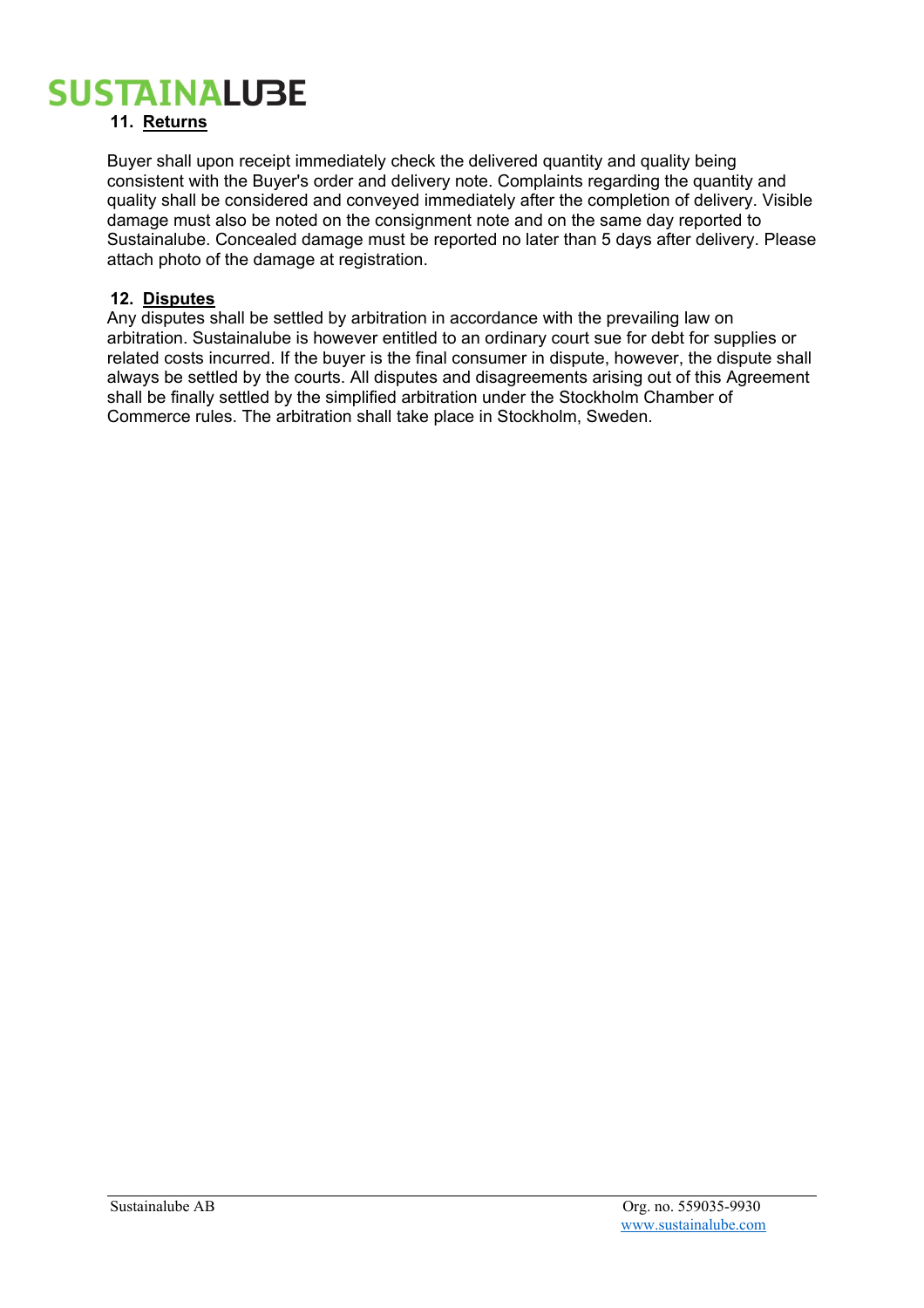## 11. Returns

Buyer shall upon receipt immediately check the delivered quantity and quality being consistent with the Buyer's order and delivery note. Complaints regarding the quantity and quality shall be considered and conveyed immediately after the completion of delivery. Visible damage must also be noted on the consignment note and on the same day reported to Sustainalube. Concealed damage must be reported no later than 5 days after delivery. Please attach photo of the damage at registration.

## 12. Disputes

Any disputes shall be settled by arbitration in accordance with the prevailing law on arbitration. Sustainalube is however entitled to an ordinary court sue for debt for supplies or related costs incurred. If the buyer is the final consumer in dispute, however, the dispute shall always be settled by the courts. All disputes and disagreements arising out of this Agreement shall be finally settled by the simplified arbitration under the Stockholm Chamber of Commerce rules. The arbitration shall take place in Stockholm, Sweden.